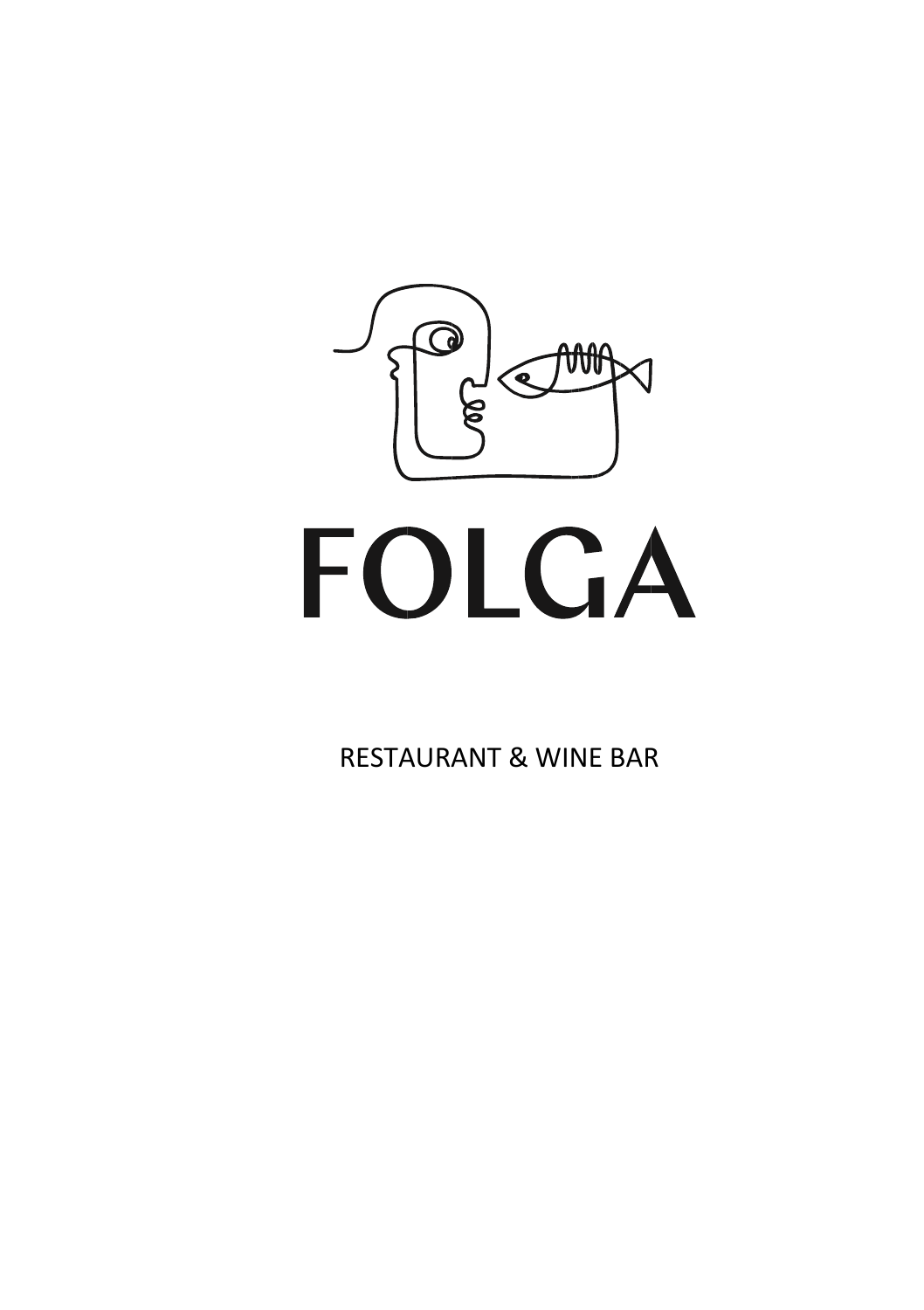# FOLGA

RESTAURANT & WINE BAR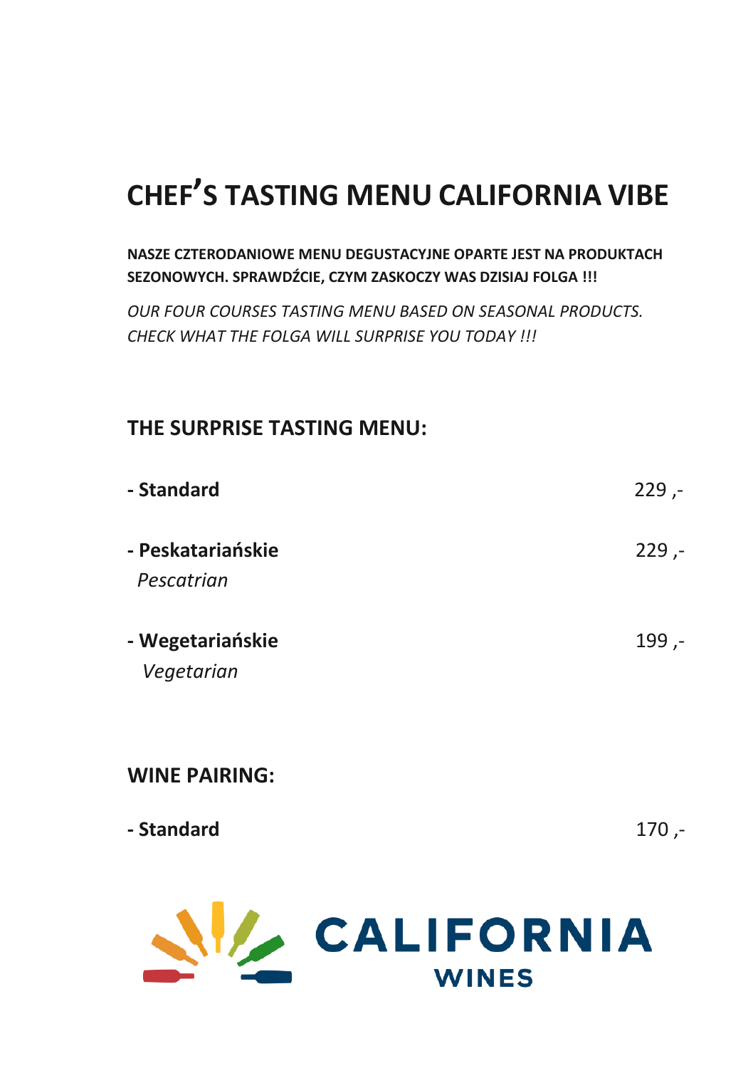# CHEF'S TASTING MENU CALIFORNIA VIBE

**NASZE CZTERODANIOWE MENU DEGUSTACYJNE OPARTE JEST NA PRODUKTACH SEZONOWYCH. SPRAWDŹCIE, CZYM ZASKOCZY WAS DZISIAJ FOLGA !!!**

*OUR FOUR COURSES TASTING MENU BASED ON SEASONAL PRODUCTS. CHECK WHAT THE FOLGA WILL SURPRISE YOU TODAY !!!*

## THE SURPRISE TASTING MENU:

| | |
|---|---|
| **- Standard** | 229 ,- |
| **- Peskatariańskie** *Pescatrian* | 229 ,- |
| **- Wegetariańskie** *Vegetarian* | 199 ,- |

## WINE PAIRING:

| | |
|---|---|
| **- Standard** | 170 ,- |

CALIFORNIA WINES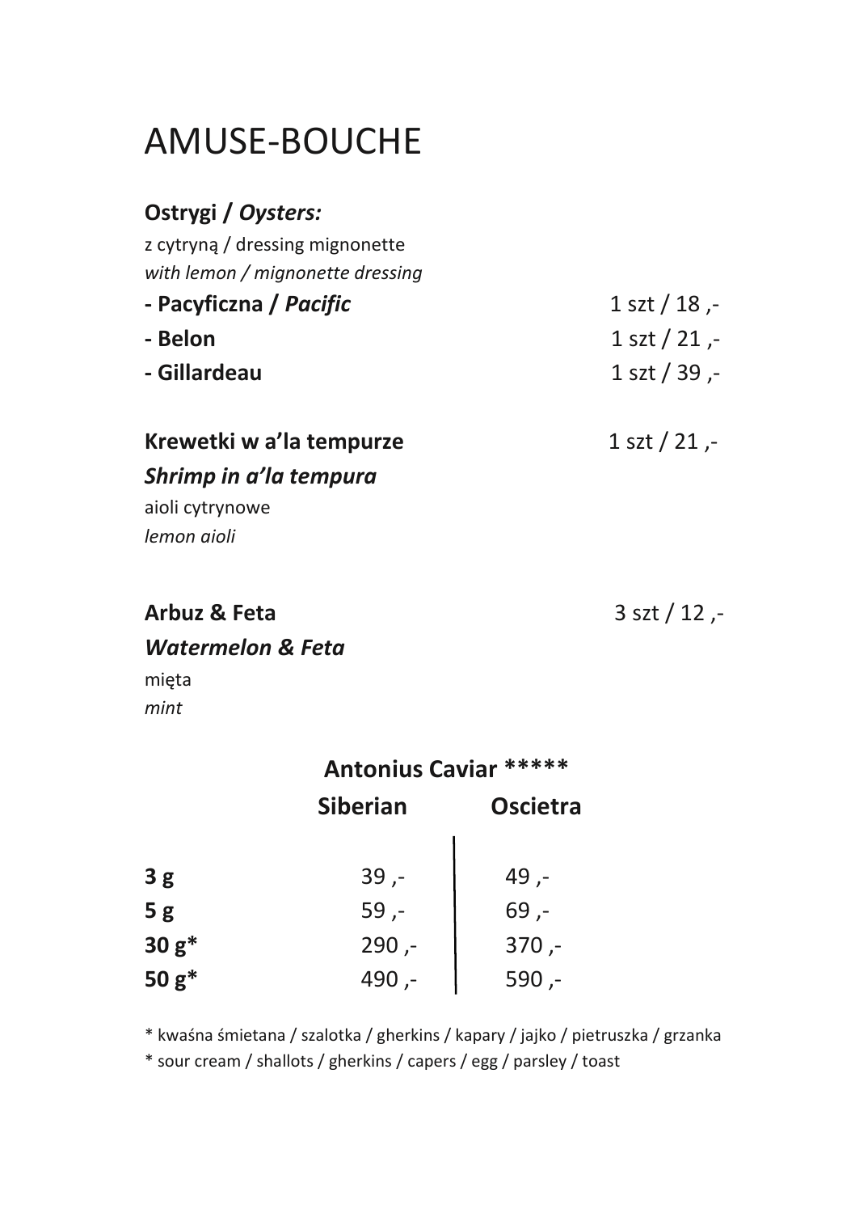# AMUSE-BOUCHE

**Ostrygi / *Oysters:***
z cytryną / dressing mignonette
*with lemon / mignonette dressing*

**- Pacyficzna / *Pacific*** 1 szt / 18 ,-
**- Belon** 1 szt / 21 ,-
**- Gillardeau** 1 szt / 39 ,-

**Krewetki w a'la tempurze** 1 szt / 21 ,-
***Shrimp in a'la tempura***
aioli cytrynowe
*lemon aioli*

**Arbuz & Feta** 3 szt / 12 ,-
***Watermelon & Feta***
mięta
*mint*

## Antonius Caviar *****

| | Siberian | Oscietra |
|---|---|---|
| **3 g** | 39 ,- | 49 ,- |
| **5 g** | 59 ,- | 69 ,- |
| **30 g*** | 290 ,- | 370 ,- |
| **50 g*** | 490 ,- | 590 ,- |

* kwaśna śmietana / szalotka / gherkins / kapary / jajko / pietruszka / grzanka
* sour cream / shallots / gherkins / capers / egg / parsley / toast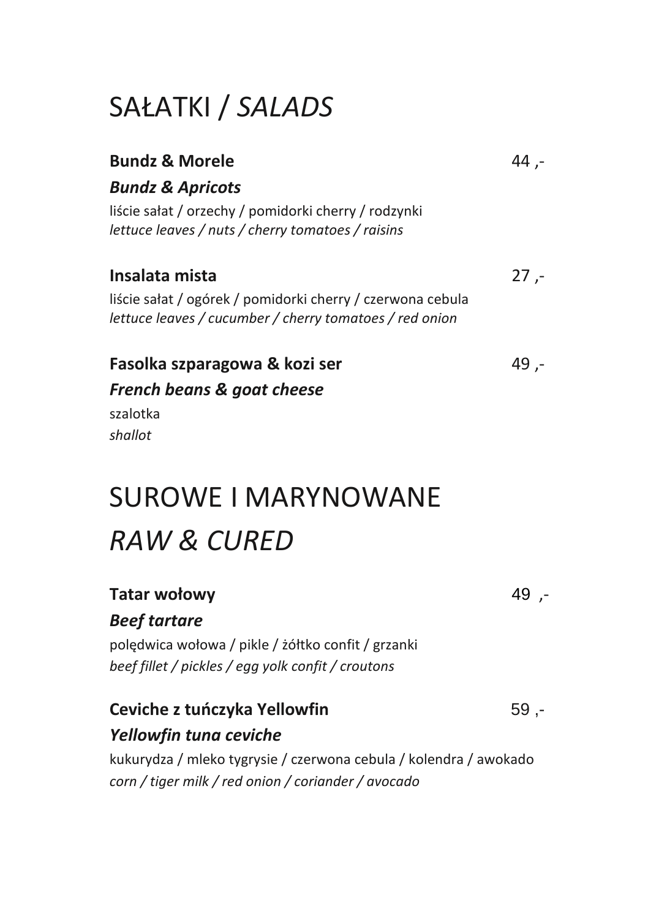# SAŁATKI / *SALADS*

**Bundz & Morele** 44 ,-

***Bundz & Apricots***

liście sałat / orzechy / pomidorki cherry / rodzynki
*lettuce leaves / nuts / cherry tomatoes / raisins*

**Insalata mista** 27 ,-

liście sałat / ogórek / pomidorki cherry / czerwona cebula
*lettuce leaves / cucumber / cherry tomatoes / red onion*

**Fasolka szparagowa & kozi ser** 49 ,-

***French beans & goat cheese***

szalotka
*shallot*

# SUROWE I MARYNOWANE *RAW & CURED*

**Tatar wołowy** 49 ,-

***Beef tartare***

polędwica wołowa / pikle / żółtko confit / grzanki
*beef fillet / pickles / egg yolk confit / croutons*

**Ceviche z tuńczyka Yellowfin** 59 ,-

***Yellowfin tuna ceviche***

kukurydza / mleko tygrysie / czerwona cebula / kolendra / awokado
*corn / tiger milk / red onion / coriander / avocado*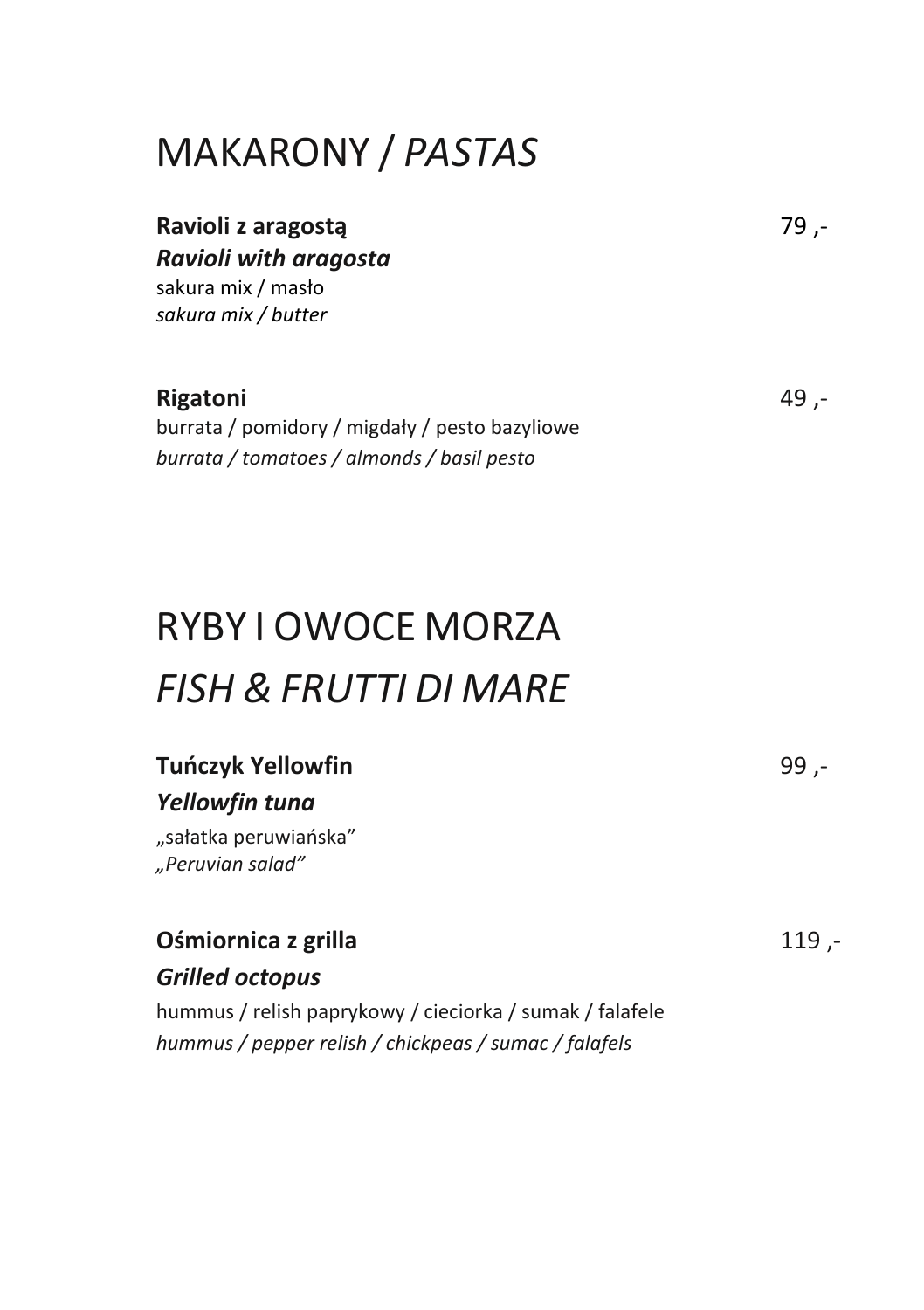# MAKARONY / *PASTAS*

**Ravioli z aragostą** 79 ,-
***Ravioli with aragosta***
sakura mix / masło
*sakura mix / butter*

**Rigatoni** 49 ,-
burrata / pomidory / migdały / pesto bazyliowe
*burrata / tomatoes / almonds / basil pesto*

# RYBY I OWOCE MORZA
# *FISH & FRUTTI DI MARE*

**Tuńczyk Yellowfin** 99 ,-
***Yellowfin tuna***
„sałatka peruwiańska"
*„Peruvian salad"*

**Ośmiornica z grilla** 119 ,-
***Grilled octopus***
hummus / relish paprykowy / cieciorka / sumak / falafele
*hummus / pepper relish / chickpeas / sumac / falafels*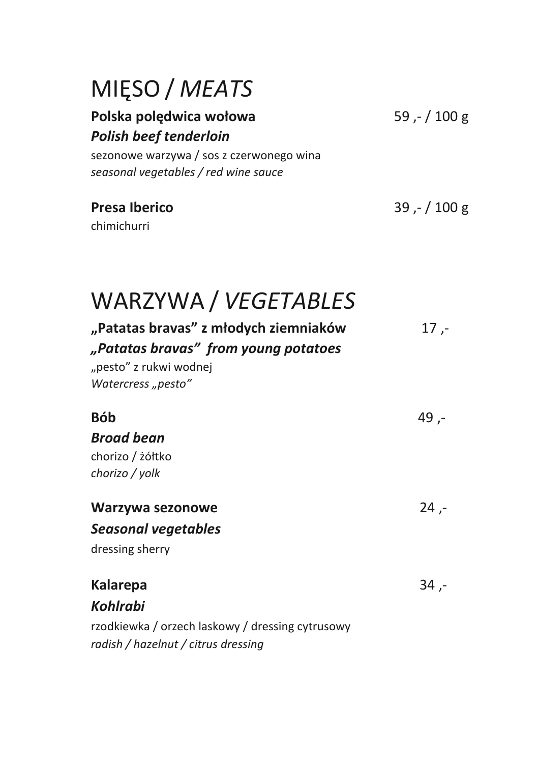# MIĘSO / *MEATS*

**Polska polędwica wołowa** 59 ,- / 100 g
***Polish beef tenderloin***
sezonowe warzywa / sos z czerwonego wina
*seasonal vegetables / red wine sauce*

**Presa Iberico** 39 ,- / 100 g
chimichurri

# WARZYWA / *VEGETABLES*

**„Patatas bravas" z młodych ziemniaków** 17 ,-
***„Patatas bravas" from young potatoes***
„pesto" z rukwi wodnej
*Watercress „pesto"*

**Bób** 49 ,-
***Broad bean***
chorizo / żółtko
*chorizo / yolk*

**Warzywa sezonowe** 24 ,-
***Seasonal vegetables***
dressing sherry

**Kalarepa** 34 ,-
***Kohlrabi***
rzodkiewka / orzech laskowy / dressing cytrusowy
*radish / hazelnut / citrus dressing*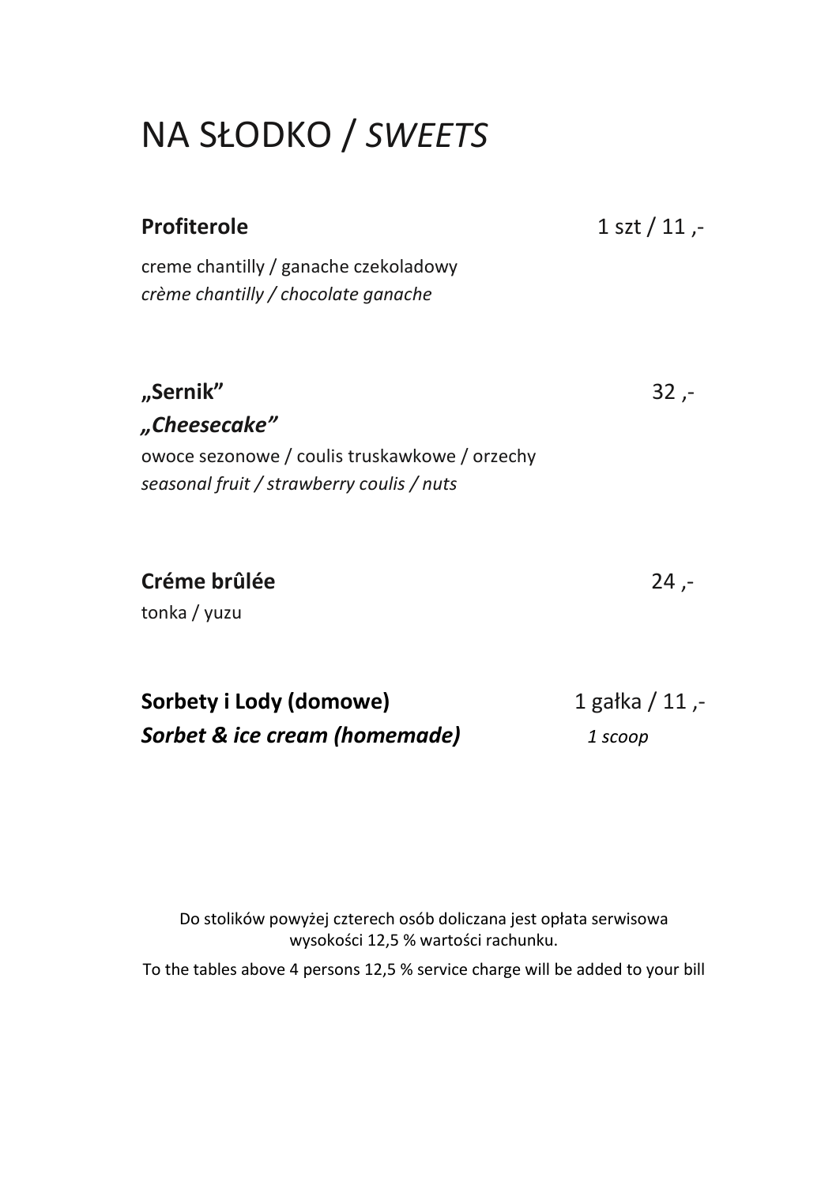# NA SŁODKO / *SWEETS*

**Profiterole** 1 szt / 11 ,-

creme chantilly / ganache czekoladowy
*crème chantilly / chocolate ganache*

**„Sernik”** 32 ,-
***„Cheesecake”***

owoce sezonowe / coulis truskawkowe / orzechy
*seasonal fruit / strawberry coulis / nuts*

**Créme brûlée** 24 ,-

tonka / yuzu

**Sorbety i Lody (domowe)** 1 gałka / 11 ,-
***Sorbet & ice cream (homemade)*** *1 scoop*

Do stolików powyżej czterech osób doliczana jest opłata serwisowa wysokości 12,5 % wartości rachunku.

To the tables above 4 persons 12,5 % service charge will be added to your bill